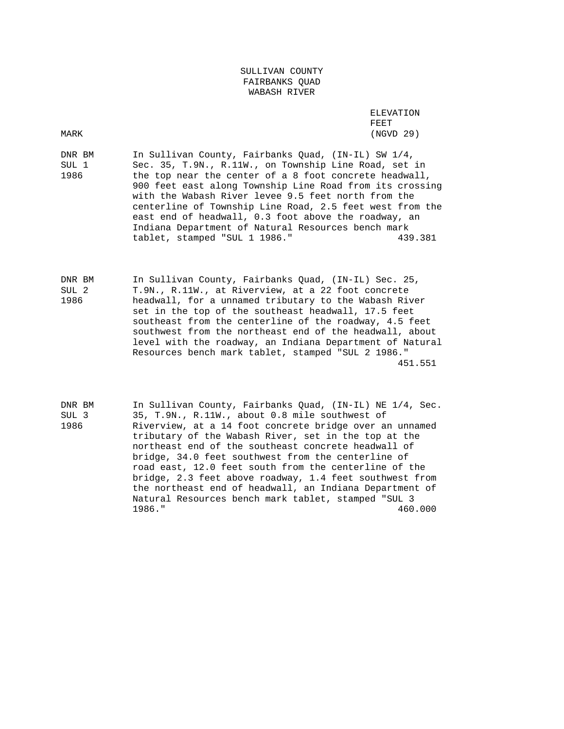# SULLIVAN COUNTY
## FAIRBANKS QUAD
## WABASH RIVER

| MARK | | ELEVATION FEET (NGVD 29) |
|---|---|---|
| DNR BM SUL 1 1986 | In Sullivan County, Fairbanks Quad, (IN-IL) SW 1/4, Sec. 35, T.9N., R.11W., on Township Line Road, set in the top near the center of a 8 foot concrete headwall, 900 feet east along Township Line Road from its crossing with the Wabash River levee 9.5 feet north from the centerline of Township Line Road, 2.5 feet west from the east end of headwall, 0.3 foot above the roadway, an Indiana Department of Natural Resources bench mark tablet, stamped "SUL 1 1986." | 439.381 |
| DNR BM SUL 2 1986 | In Sullivan County, Fairbanks Quad, (IN-IL) Sec. 25, T.9N., R.11W., at Riverview, at a 22 foot concrete headwall, for a unnamed tributary to the Wabash River set in the top of the southeast headwall, 17.5 feet southeast from the centerline of the roadway, 4.5 feet southwest from the northeast end of the headwall, about level with the roadway, an Indiana Department of Natural Resources bench mark tablet, stamped "SUL 2 1986." | 451.551 |
| DNR BM SUL 3 1986 | In Sullivan County, Fairbanks Quad, (IN-IL) NE 1/4, Sec. 35, T.9N., R.11W., about 0.8 mile southwest of Riverview, at a 14 foot concrete bridge over an unnamed tributary of the Wabash River, set in the top at the northeast end of the southeast concrete headwall of bridge, 34.0 feet southwest from the centerline of road east, 12.0 feet south from the centerline of the bridge, 2.3 feet above roadway, 1.4 feet southwest from the northeast end of headwall, an Indiana Department of Natural Resources bench mark tablet, stamped "SUL 3 1986." | 460.000 |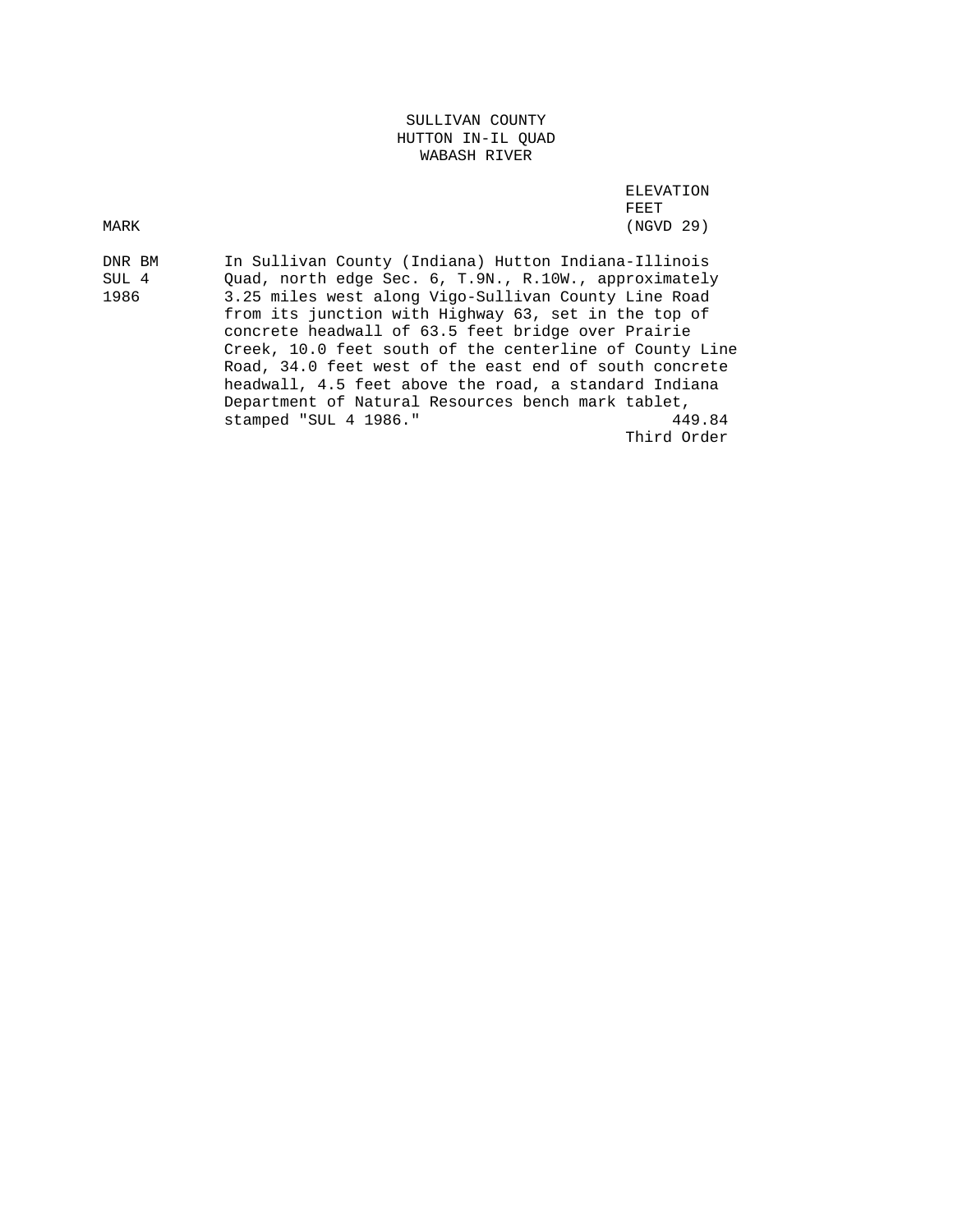SULLIVAN COUNTY
HUTTON IN-IL QUAD
WABASH RIVER

| MARK | | ELEVATION FEET (NGVD 29) |
|---|---|---|
| DNR BM SUL 4 1986 | In Sullivan County (Indiana) Hutton Indiana-Illinois Quad, north edge Sec. 6, T.9N., R.10W., approximately 3.25 miles west along Vigo-Sullivan County Line Road from its junction with Highway 63, set in the top of concrete headwall of 63.5 feet bridge over Prairie Creek, 10.0 feet south of the centerline of County Line Road, 34.0 feet west of the east end of south concrete headwall, 4.5 feet above the road, a standard Indiana Department of Natural Resources bench mark tablet, stamped "SUL 4 1986." | 449.84 Third Order |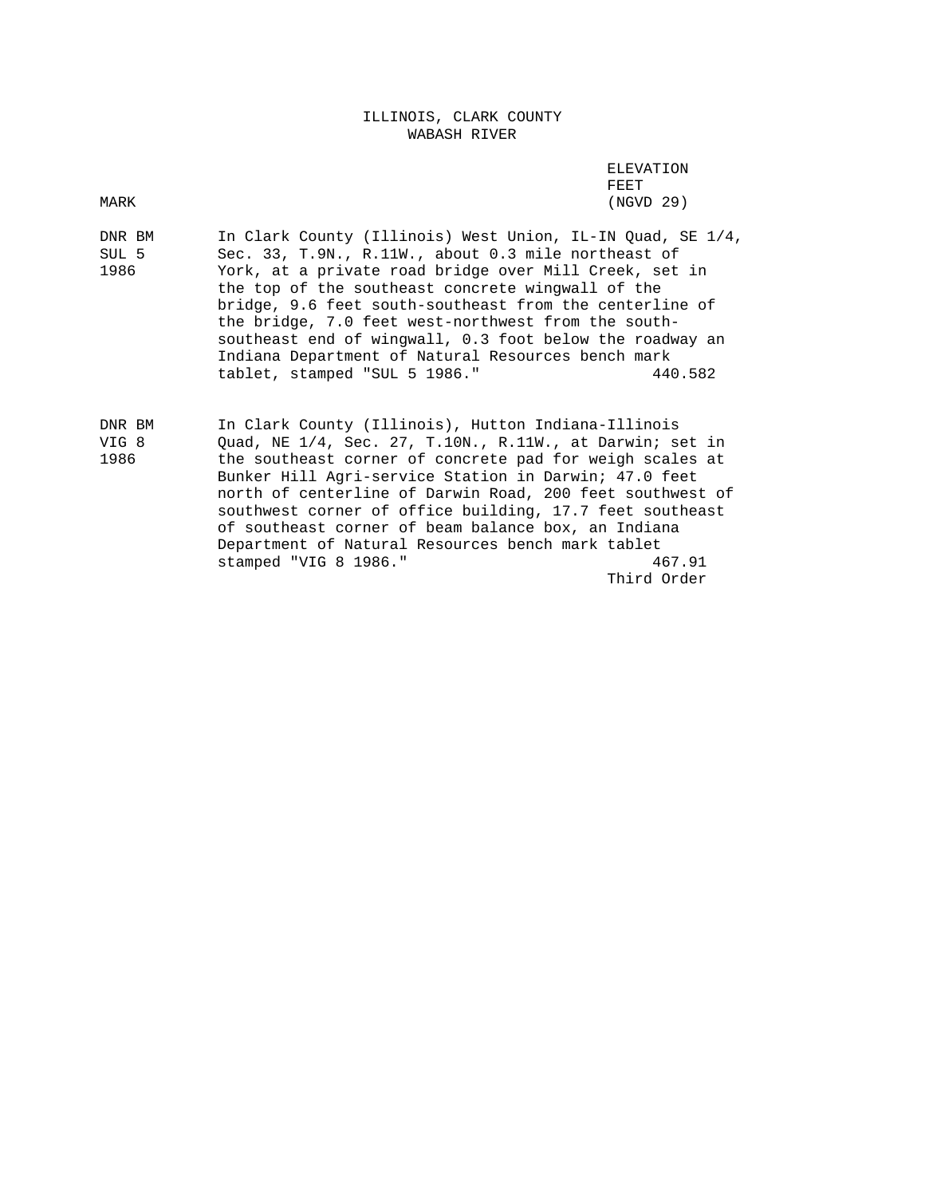# ILLINOIS, CLARK COUNTY
## WABASH RIVER

| MARK | | ELEVATION FEET (NGVD 29) |
|---|---|---|
| DNR BM SUL 5 1986 | In Clark County (Illinois) West Union, IL-IN Quad, SE 1/4, Sec. 33, T.9N., R.11W., about 0.3 mile northeast of York, at a private road bridge over Mill Creek, set in the top of the southeast concrete wingwall of the bridge, 9.6 feet south-southeast from the centerline of the bridge, 7.0 feet west-northwest from the south-southeast end of wingwall, 0.3 foot below the roadway an Indiana Department of Natural Resources bench mark tablet, stamped "SUL 5 1986." | 440.582 |
| DNR BM VIG 8 1986 | In Clark County (Illinois), Hutton Indiana-Illinois Quad, NE 1/4, Sec. 27, T.10N., R.11W., at Darwin; set in the southeast corner of concrete pad for weigh scales at Bunker Hill Agri-service Station in Darwin; 47.0 feet north of centerline of Darwin Road, 200 feet southwest of southwest corner of office building, 17.7 feet southeast of southeast corner of beam balance box, an Indiana Department of Natural Resources bench mark tablet stamped "VIG 8 1986." | 467.91 Third Order |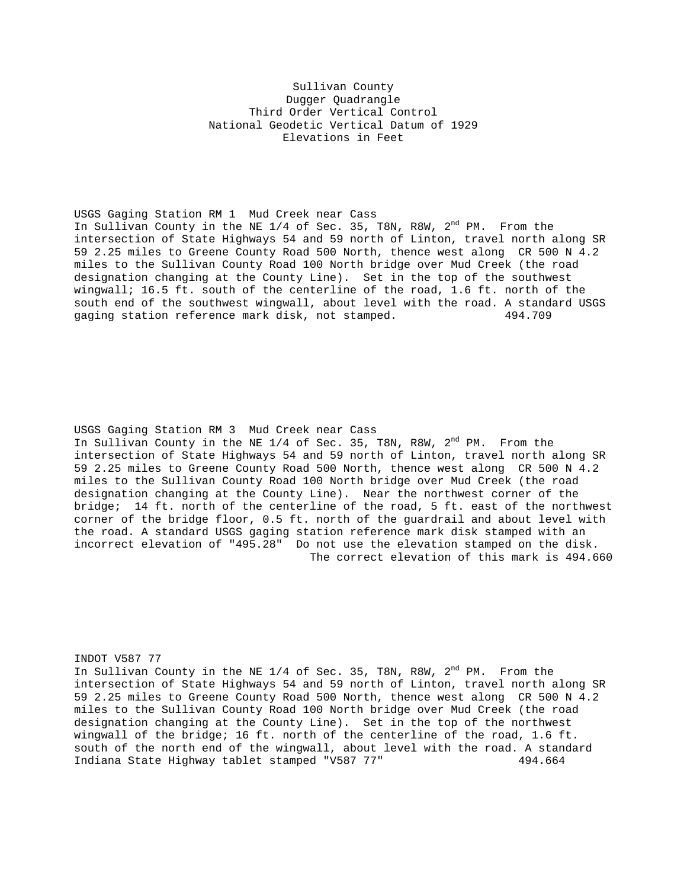Sullivan County
Dugger Quadrangle
Third Order Vertical Control
National Geodetic Vertical Datum of 1929
Elevations in Feet

USGS Gaging Station RM 1 Mud Creek near Cass
In Sullivan County in the NE 1/4 of Sec. 35, T8N, R8W, 2nd PM. From the intersection of State Highways 54 and 59 north of Linton, travel north along SR 59 2.25 miles to Greene County Road 500 North, thence west along CR 500 N 4.2 miles to the Sullivan County Road 100 North bridge over Mud Creek (the road designation changing at the County Line). Set in the top of the southwest wingwall; 16.5 ft. south of the centerline of the road, 1.6 ft. north of the south end of the southwest wingwall, about level with the road. A standard USGS gaging station reference mark disk, not stamped. 494.709

USGS Gaging Station RM 3 Mud Creek near Cass
In Sullivan County in the NE 1/4 of Sec. 35, T8N, R8W, 2nd PM. From the intersection of State Highways 54 and 59 north of Linton, travel north along SR 59 2.25 miles to Greene County Road 500 North, thence west along CR 500 N 4.2 miles to the Sullivan County Road 100 North bridge over Mud Creek (the road designation changing at the County Line). Near the northwest corner of the bridge; 14 ft. north of the centerline of the road, 5 ft. east of the northwest corner of the bridge floor, 0.5 ft. north of the guardrail and about level with the road. A standard USGS gaging station reference mark disk stamped with an incorrect elevation of "495.28" Do not use the elevation stamped on the disk.
The correct elevation of this mark is 494.660

INDOT V587 77
In Sullivan County in the NE 1/4 of Sec. 35, T8N, R8W, 2nd PM. From the intersection of State Highways 54 and 59 north of Linton, travel north along SR 59 2.25 miles to Greene County Road 500 North, thence west along CR 500 N 4.2 miles to the Sullivan County Road 100 North bridge over Mud Creek (the road designation changing at the County Line). Set in the top of the northwest wingwall of the bridge; 16 ft. north of the centerline of the road, 1.6 ft. south of the north end of the wingwall, about level with the road. A standard Indiana State Highway tablet stamped "V587 77" 494.664